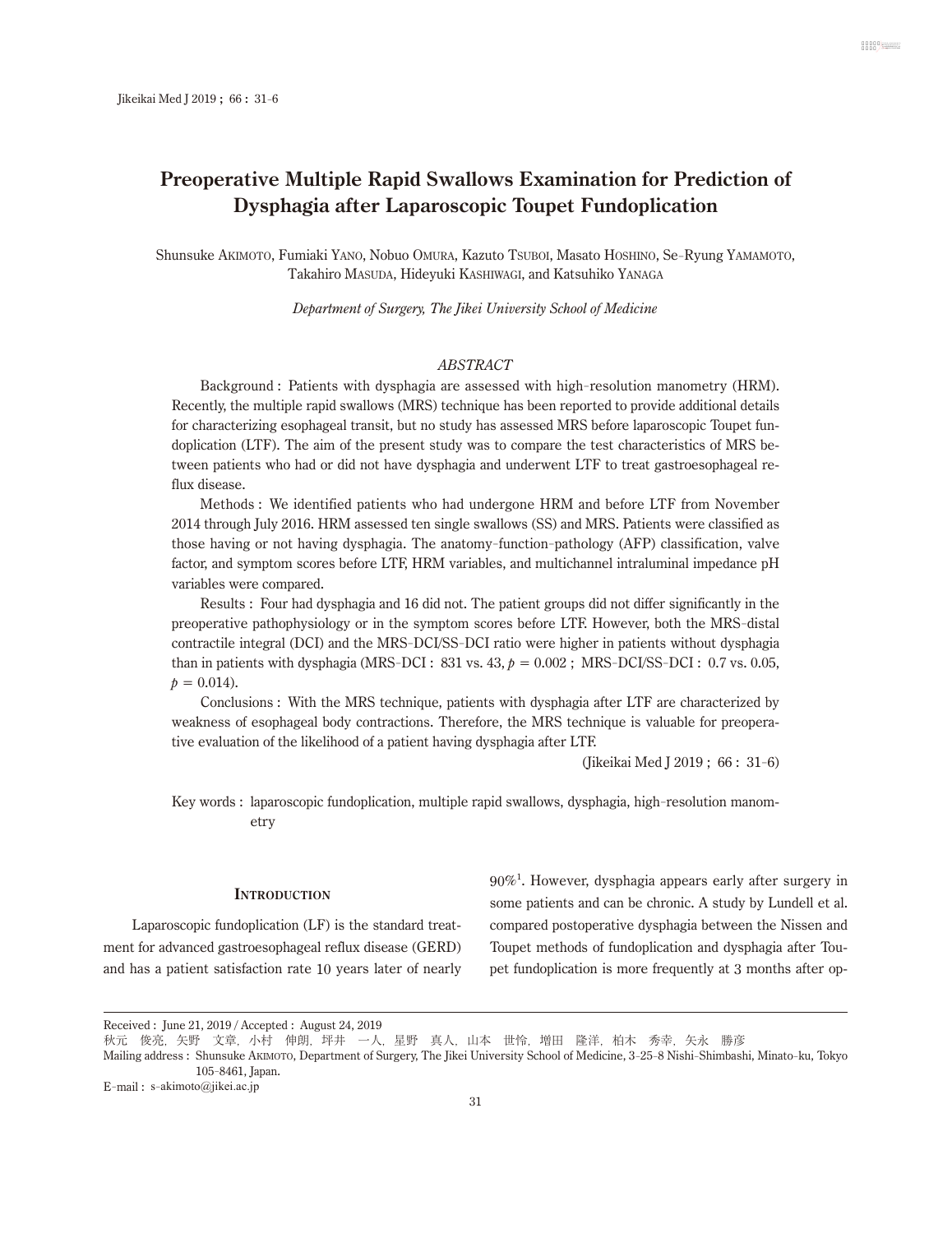# Preoperative Multiple Rapid Swallows Examination for Prediction of Dysphagia after Laparoscopic Toupet Fundoplication

Shunsuke Akimoto, Fumiaki Yano, Nobuo Omura, Kazuto Tsuboi, Masato Hoshino, Se-Ryung Yamamoto, Takahiro Masuda, Hideyuki Kashiwagi, and Katsuhiko Yanaga

*Department of Surgery, The Jikei University School of Medicine*

## *ABSTRACT*

Background : Patients with dysphagia are assessed with high-resolution manometry (HRM). Recently, the multiple rapid swallows (MRS) technique has been reported to provide additional details for characterizing esophageal transit, but no study has assessed MRS before laparoscopic Toupet fundoplication (LTF). The aim of the present study was to compare the test characteristics of MRS between patients who had or did not have dysphagia and underwent LTF to treat gastroesophageal reflux disease.

Methods : We identified patients who had undergone HRM and before LTF from November 2014 through July 2016. HRM assessed ten single swallows (SS) and MRS. Patients were classified as those having or not having dysphagia. The anatomy-function-pathology (AFP) classification, valve factor, and symptom scores before LTF, HRM variables, and multichannel intraluminal impedance pH variables were compared.

Results : Four had dysphagia and 16 did not. The patient groups did not differ significantly in the preoperative pathophysiology or in the symptom scores before LTF. However, both the MRS-distal contractile integral (DCI) and the MRS-DCI/SS-DCI ratio were higher in patients without dysphagia than in patients with dysphagia (MRS-DCI : 831 vs. 43, $p = 0.002$ ; MRS-DCI/SS-DCI : 0.7 vs. 0.05, $p = 0.014$).

Conclusions : With the MRS technique, patients with dysphagia after LTF are characterized by weakness of esophageal body contractions. Therefore, the MRS technique is valuable for preoperative evaluation of the likelihood of a patient having dysphagia after LTF.

(Jikeikai Med J 2019 ; 66 : 31-6)

Key words : laparoscopic fundoplication, multiple rapid swallows, dysphagia, high-resolution manometry

## Introduction

Laparoscopic fundoplication (LF) is the standard treatment for advanced gastroesophageal reflux disease (GERD) and has a patient satisfaction rate 10 years later of nearly 90%[1]. However, dysphagia appears early after surgery in some patients and can be chronic. A study by Lundell et al. compared postoperative dysphagia between the Nissen and Toupet methods of fundoplication and dysphagia after Toupet fundoplication is more frequently at 3 months after op-

---

Received : June 21, 2019 / Accepted : August 24, 2019

秋元　俊亮，矢野　文章，小村　伸朗，坪井　一人，星野　真人，山本　世怜，増田　隆洋，柏木　秀幸，矢永　勝彦

Mailing address : Shunsuke Akimoto, Department of Surgery, The Jikei University School of Medicine, 3-25-8 Nishi-Shimbashi, Minato-ku, Tokyo 105-8461, Japan.

E-mail : s-akimoto@jikei.ac.jp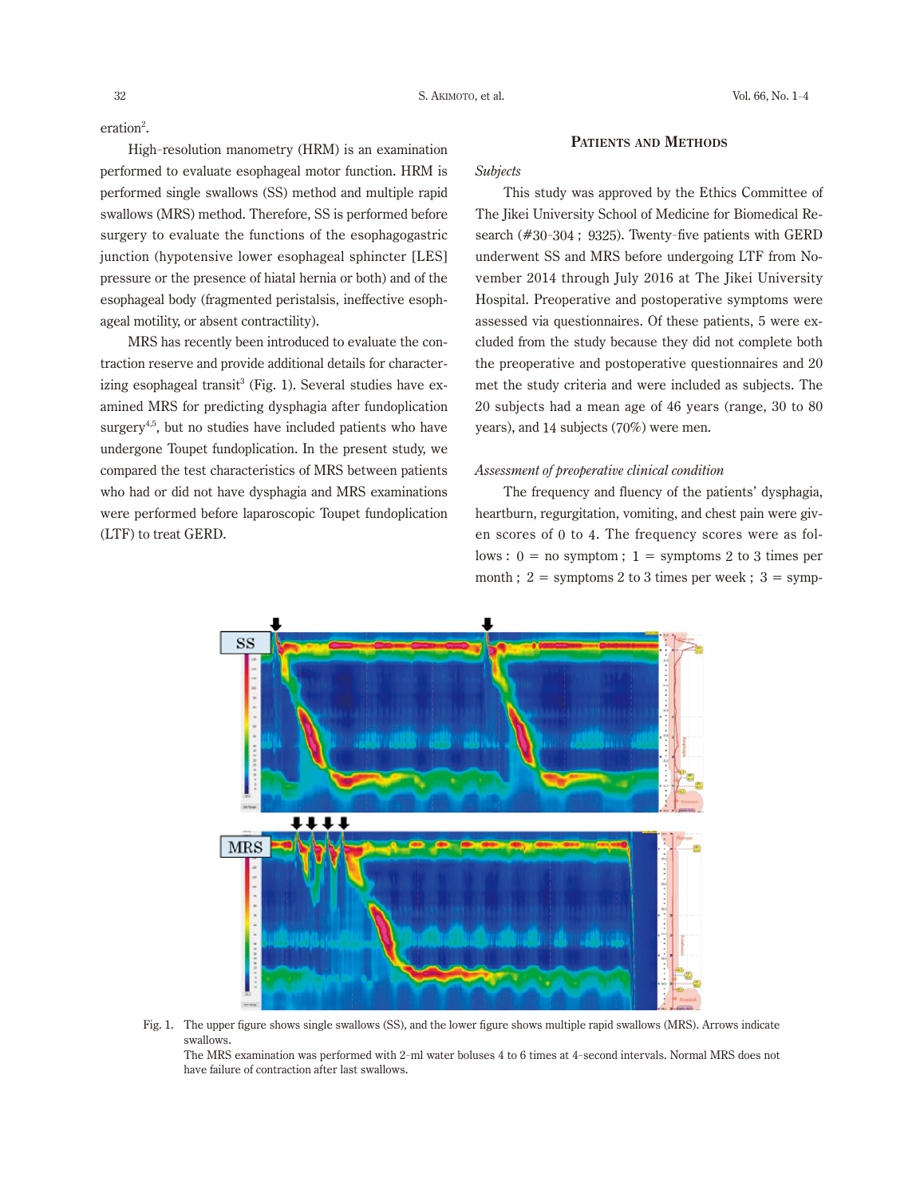eration[2].

High-resolution manometry (HRM) is an examination performed to evaluate esophageal motor function. HRM is performed single swallows (SS) method and multiple rapid swallows (MRS) method. Therefore, SS is performed before surgery to evaluate the functions of the esophagogastric junction (hypotensive lower esophageal sphincter [LES] pressure or the presence of hiatal hernia or both) and of the esophageal body (fragmented peristalsis, ineffective esophageal motility, or absent contractility).

MRS has recently been introduced to evaluate the contraction reserve and provide additional details for characterizing esophageal transit[3] (Fig. 1). Several studies have examined MRS for predicting dysphagia after fundoplication surgery[4,5], but no studies have included patients who have undergone Toupet fundoplication. In the present study, we compared the test characteristics of MRS between patients who had or did not have dysphagia and MRS examinations were performed before laparoscopic Toupet fundoplication (LTF) to treat GERD.

## Patients and Methods

### *Subjects*

This study was approved by the Ethics Committee of The Jikei University School of Medicine for Biomedical Research (#30-304 ; 9325). Twenty-five patients with GERD underwent SS and MRS before undergoing LTF from November 2014 through July 2016 at The Jikei University Hospital. Preoperative and postoperative symptoms were assessed via questionnaires. Of these patients, 5 were excluded from the study because they did not complete both the preoperative and postoperative questionnaires and 20 met the study criteria and were included as subjects. The 20 subjects had a mean age of 46 years (range, 30 to 80 years), and 14 subjects (70%) were men.

### *Assessment of preoperative clinical condition*

The frequency and fluency of the patients' dysphagia, heartburn, regurgitation, vomiting, and chest pain were given scores of 0 to 4. The frequency scores were as follows : 0 = no symptom ; 1 = symptoms 2 to 3 times per month ; 2 = symptoms 2 to 3 times per week ; 3 = symp-

Fig. 1. The upper figure shows single swallows (SS), and the lower figure shows multiple rapid swallows (MRS). Arrows indicate swallows.
The MRS examination was performed with 2-ml water boluses 4 to 6 times at 4-second intervals. Normal MRS does not have failure of contraction after last swallows.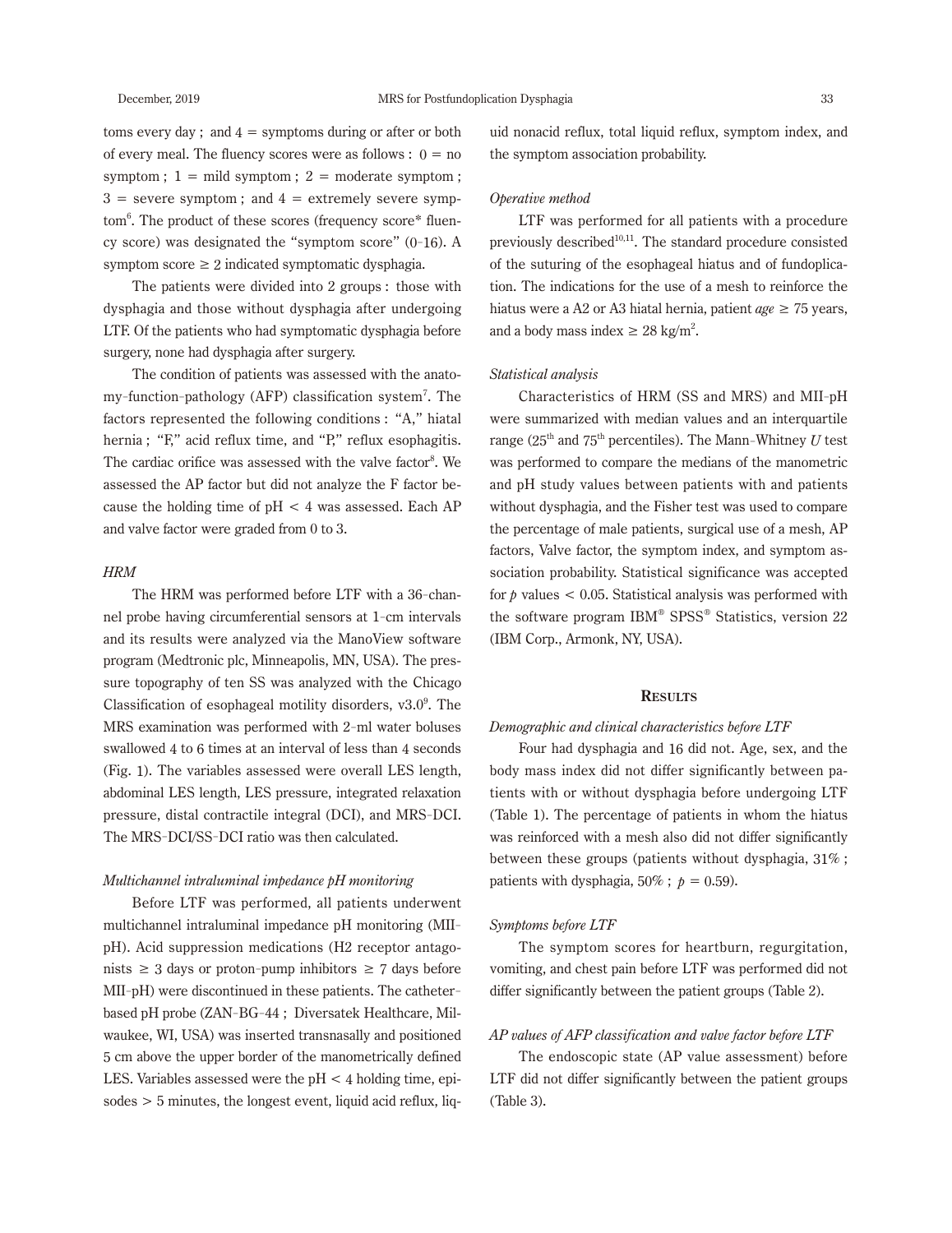toms every day ; and 4 = symptoms during or after or both of every meal. The fluency scores were as follows : 0 = no symptom ; 1 = mild symptom ; 2 = moderate symptom ; 3 = severe symptom ; and 4 = extremely severe symptom[6]. The product of these scores (frequency score* fluency score) was designated the "symptom score" (0-16). A symptom score ≥ 2 indicated symptomatic dysphagia.

The patients were divided into 2 groups : those with dysphagia and those without dysphagia after undergoing LTF. Of the patients who had symptomatic dysphagia before surgery, none had dysphagia after surgery.

The condition of patients was assessed with the anatomy-function-pathology (AFP) classification system[7]. The factors represented the following conditions : "A," hiatal hernia ; "F," acid reflux time, and "P," reflux esophagitis. The cardiac orifice was assessed with the valve factor[8]. We assessed the AP factor but did not analyze the F factor because the holding time of pH < 4 was assessed. Each AP and valve factor were graded from 0 to 3.

### *HRM*

The HRM was performed before LTF with a 36-channel probe having circumferential sensors at 1-cm intervals and its results were analyzed via the ManoView software program (Medtronic plc, Minneapolis, MN, USA). The pressure topography of ten SS was analyzed with the Chicago Classification of esophageal motility disorders, v3.0[9]. The MRS examination was performed with 2-ml water boluses swallowed 4 to 6 times at an interval of less than 4 seconds (Fig. 1). The variables assessed were overall LES length, abdominal LES length, LES pressure, integrated relaxation pressure, distal contractile integral (DCI), and MRS-DCI. The MRS-DCI/SS-DCI ratio was then calculated.

### *Multichannel intraluminal impedance pH monitoring*

Before LTF was performed, all patients underwent multichannel intraluminal impedance pH monitoring (MII-pH). Acid suppression medications (H2 receptor antagonists ≥ 3 days or proton-pump inhibitors ≥ 7 days before MII-pH) were discontinued in these patients. The catheter-based pH probe (ZAN-BG-44 ; Diversatek Healthcare, Milwaukee, WI, USA) was inserted transnasally and positioned 5 cm above the upper border of the manometrically defined LES. Variables assessed were the pH < 4 holding time, episodes > 5 minutes, the longest event, liquid acid reflux, liquid nonacid reflux, total liquid reflux, symptom index, and the symptom association probability.

### *Operative method*

LTF was performed for all patients with a procedure previously described[10,11]. The standard procedure consisted of the suturing of the esophageal hiatus and of fundoplication. The indications for the use of a mesh to reinforce the hiatus were a A2 or A3 hiatal hernia, patient *age* ≥ 75 years, and a body mass index ≥ 28 kg/m$^2$.

### *Statistical analysis*

Characteristics of HRM (SS and MRS) and MII-pH were summarized with median values and an interquartile range (25$^{th}$ and 75$^{th}$ percentiles). The Mann-Whitney *U* test was performed to compare the medians of the manometric and pH study values between patients with and patients without dysphagia, and the Fisher test was used to compare the percentage of male patients, surgical use of a mesh, AP factors, Valve factor, the symptom index, and symptom association probability. Statistical significance was accepted for $p$ values < 0.05. Statistical analysis was performed with the software program IBM® SPSS® Statistics, version 22 (IBM Corp., Armonk, NY, USA).

## Results

### *Demographic and clinical characteristics before LTF*

Four had dysphagia and 16 did not. Age, sex, and the body mass index did not differ significantly between patients with or without dysphagia before undergoing LTF (Table 1). The percentage of patients in whom the hiatus was reinforced with a mesh also did not differ significantly between these groups (patients without dysphagia, 31% ; patients with dysphagia, 50% ; $p = 0.59$).

### *Symptoms before LTF*

The symptom scores for heartburn, regurgitation, vomiting, and chest pain before LTF was performed did not differ significantly between the patient groups (Table 2).

### *AP values of AFP classification and valve factor before LTF*

The endoscopic state (AP value assessment) before LTF did not differ significantly between the patient groups (Table 3).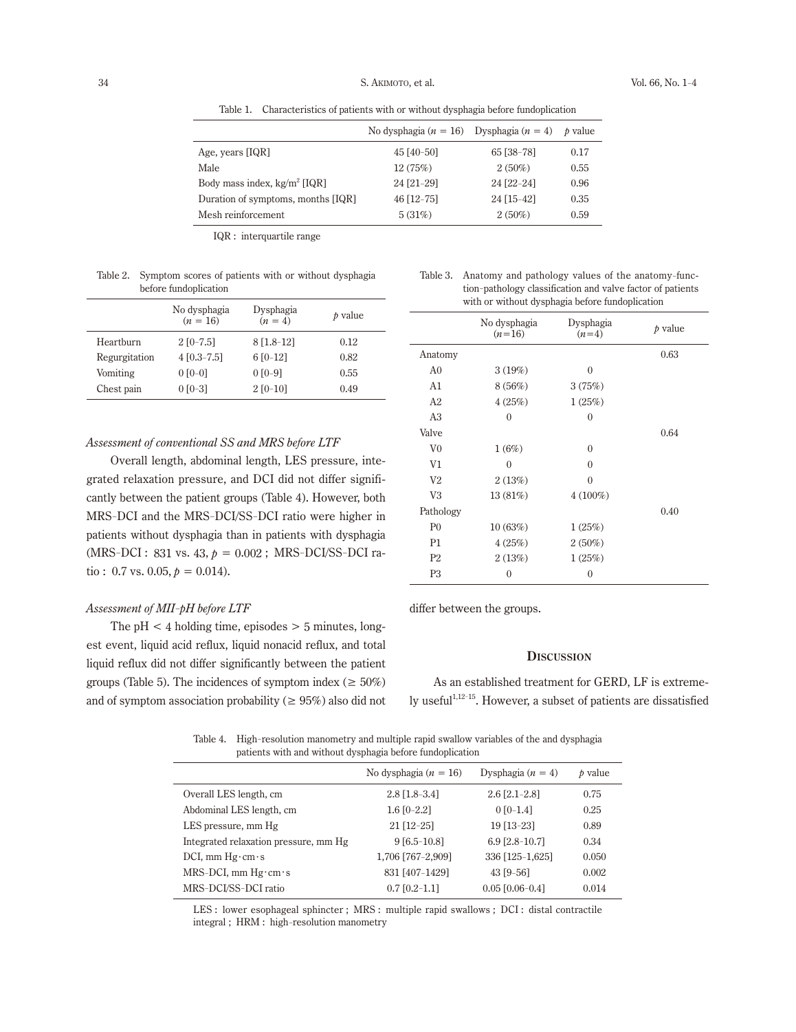Table 1. Characteristics of patients with or without dysphagia before fundoplication

| | No dysphagia ($n = 16$) | Dysphagia ($n = 4$) | $p$ value |
|---|---|---|---|
| Age, years [IQR] | 45 [40–50] | 65 [38–78] | 0.17 |
| Male | 12 (75%) | 2 (50%) | 0.55 |
| Body mass index, kg/m$^2$ [IQR] | 24 [21–29] | 24 [22–24] | 0.96 |
| Duration of symptoms, months [IQR] | 46 [12–75] | 24 [15–42] | 0.35 |
| Mesh reinforcement | 5 (31%) | 2 (50%) | 0.59 |

IQR : interquartile range

Table 2. Symptom scores of patients with or without dysphagia before fundoplication

| | No dysphagia ($n = 16$) | Dysphagia ($n = 4$) | $p$ value |
|---|---|---|---|
| Heartburn | 2 [0–7.5] | 8 [1.8–12] | 0.12 |
| Regurgitation | 4 [0.3–7.5] | 6 [0–12] | 0.82 |
| Vomiting | 0 [0–0] | 0 [0–9] | 0.55 |
| Chest pain | 0 [0–3] | 2 [0–10] | 0.49 |

### *Assessment of conventional SS and MRS before LTF*

Overall length, abdominal length, LES pressure, integrated relaxation pressure, and DCI did not differ significantly between the patient groups (Table 4). However, both MRS-DCI and the MRS-DCI/SS-DCI ratio were higher in patients without dysphagia than in patients with dysphagia (MRS-DCI : 831 vs. 43, $p = 0.002$ ; MRS-DCI/SS-DCI ratio : 0.7 vs. 0.05, $p = 0.014$).

### *Assessment of MII-pH before LTF*

The pH < 4 holding time, episodes > 5 minutes, longest event, liquid acid reflux, liquid nonacid reflux, and total liquid reflux did not differ significantly between the patient groups (Table 5). The incidences of symptom index (≥ 50%) and of symptom association probability (≥ 95%) also did not differ between the groups.

Table 3. Anatomy and pathology values of the anatomy-function-pathology classification and valve factor of patients with or without dysphagia before fundoplication

| | No dysphagia ($n$=16) | Dysphagia ($n$=4) | $p$ value |
|---|---|---|---|
| Anatomy | | | 0.63 |
| A0 | 3 (19%) | 0 | |
| A1 | 8 (56%) | 3 (75%) | |
| A2 | 4 (25%) | 1 (25%) | |
| A3 | 0 | 0 | |
| Valve | | | 0.64 |
| V0 | 1 (6%) | 0 | |
| V1 | 0 | 0 | |
| V2 | 2 (13%) | 0 | |
| V3 | 13 (81%) | 4 (100%) | |
| Pathology | | | 0.40 |
| P0 | 10 (63%) | 1 (25%) | |
| P1 | 4 (25%) | 2 (50%) | |
| P2 | 2 (13%) | 1 (25%) | |
| P3 | 0 | 0 | |

## Discussion

As an established treatment for GERD, LF is extremely useful[1,12-15]. However, a subset of patients are dissatisfied

Table 4. High-resolution manometry and multiple rapid swallow variables of the and dysphagia patients with and without dysphagia before fundoplication

| | No dysphagia ($n = 16$) | Dysphagia ($n = 4$) | $p$ value |
|---|---|---|---|
| Overall LES length, cm | 2.8 [1.8–3.4] | 2.6 [2.1–2.8] | 0.75 |
| Abdominal LES length, cm | 1.6 [0–2.2] | 0 [0–1.4] | 0.25 |
| LES pressure, mm Hg | 21 [12–25] | 19 [13–23] | 0.89 |
| Integrated relaxation pressure, mm Hg | 9 [6.5–10.8] | 6.9 [2.8–10.7] | 0.34 |
| DCI, mm Hg·cm·s | 1,706 [767–2,909] | 336 [125–1,625] | 0.050 |
| MRS-DCI, mm Hg·cm·s | 831 [407–1429] | 43 [9–56] | 0.002 |
| MRS-DCI/SS-DCI ratio | 0.7 [0.2–1.1] | 0.05 [0.06–0.4] | 0.014 |

LES : lower esophageal sphincter ; MRS : multiple rapid swallows ; DCI : distal contractile integral ; HRM : high-resolution manometry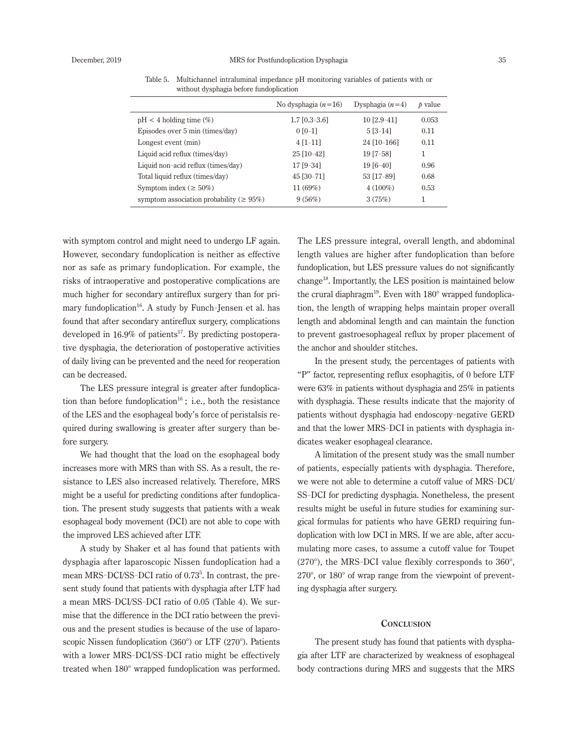Table 5. Multichannel intraluminal impedance pH monitoring variables of patients with or without dysphagia before fundoplication

| | No dysphagia ($n=16$) | Dysphagia ($n=4$) | $p$ value |
|---|---|---|---|
| pH < 4 holding time (%) | 1.7 [0.3–3.6] | 10 [2.9–41] | 0.053 |
| Episodes over 5 min (times/day) | 0 [0–1] | 5 [3–14] | 0.11 |
| Longest event (min) | 4 [1–11] | 24 [10–166] | 0.11 |
| Liquid acid reflux (times/day) | 25 [10–42] | 19 [7–58] | 1 |
| Liquid non-acid reflux (times/day) | 17 [9–34] | 19 [6–40] | 0.96 |
| Total liquid reflux (times/day) | 45 [30–71] | 53 [17–89] | 0.68 |
| Symptom index (≥ 50%) | 11 (69%) | 4 (100%) | 0.53 |
| symptom association probability (≥ 95%) | 9 (56%) | 3 (75%) | 1 |

with symptom control and might need to undergo LF again. However, secondary fundoplication is neither as effective nor as safe as primary fundoplication. For example, the risks of intraoperative and postoperative complications are much higher for secondary antireflux surgery than for primary fundoplication[16]. A study by Funch-Jensen et al. has found that after secondary antireflux surgery, complications developed in 16.9% of patients[17]. By predicting postoperative dysphagia, the deterioration of postoperative activities of daily living can be prevented and the need for reoperation can be decreased.

The LES pressure integral is greater after fundoplication than before fundoplication[16]; i.e., both the resistance of the LES and the esophageal body's force of peristalsis required during swallowing is greater after surgery than before surgery.

We had thought that the load on the esophageal body increases more with MRS than with SS. As a result, the resistance to LES also increased relatively. Therefore, MRS might be a useful for predicting conditions after fundoplication. The present study suggests that patients with a weak esophageal body movement (DCI) are not able to cope with the improved LES achieved after LTF.

A study by Shaker et al has found that patients with dysphagia after laparoscopic Nissen fundoplication had a mean MRS-DCI/SS-DCI ratio of 0.73[5]. In contrast, the present study found that patients with dysphagia after LTF had a mean MRS-DCI/SS-DCI ratio of 0.05 (Table 4). We surmise that the difference in the DCI ratio between the previous and the present studies is because of the use of laparoscopic Nissen fundoplication (360°) or LTF (270°). Patients with a lower MRS-DCI/SS-DCI ratio might be effectively treated when 180° wrapped fundoplication was performed. The LES pressure integral, overall length, and abdominal length values are higher after fundoplication than before fundoplication, but LES pressure values do not significantly change[18]. Importantly, the LES position is maintained below the crural diaphragm[19]. Even with 180° wrapped fundoplication, the length of wrapping helps maintain proper overall length and abdominal length and can maintain the function to prevent gastroesophageal reflux by proper placement of the anchor and shoulder stitches.

In the present study, the percentages of patients with "P" factor, representing reflux esophagitis, of 0 before LTF were 63% in patients without dysphagia and 25% in patients with dysphagia. These results indicate that the majority of patients without dysphagia had endoscopy-negative GERD and that the lower MRS-DCI in patients with dysphagia indicates weaker esophageal clearance.

A limitation of the present study was the small number of patients, especially patients with dysphagia. Therefore, we were not able to determine a cutoff value of MRS-DCI/SS-DCI for predicting dysphagia. Nonetheless, the present results might be useful in future studies for examining surgical formulas for patients who have GERD requiring fundoplication with low DCI in MRS. If we are able, after accumulating more cases, to assume a cutoff value for Toupet (270°), the MRS-DCI value flexibly corresponds to 360°, 270°, or 180° of wrap range from the viewpoint of preventing dysphagia after surgery.

## Conclusion

The present study has found that patients with dysphagia after LTF are characterized by weakness of esophageal body contractions during MRS and suggests that the MRS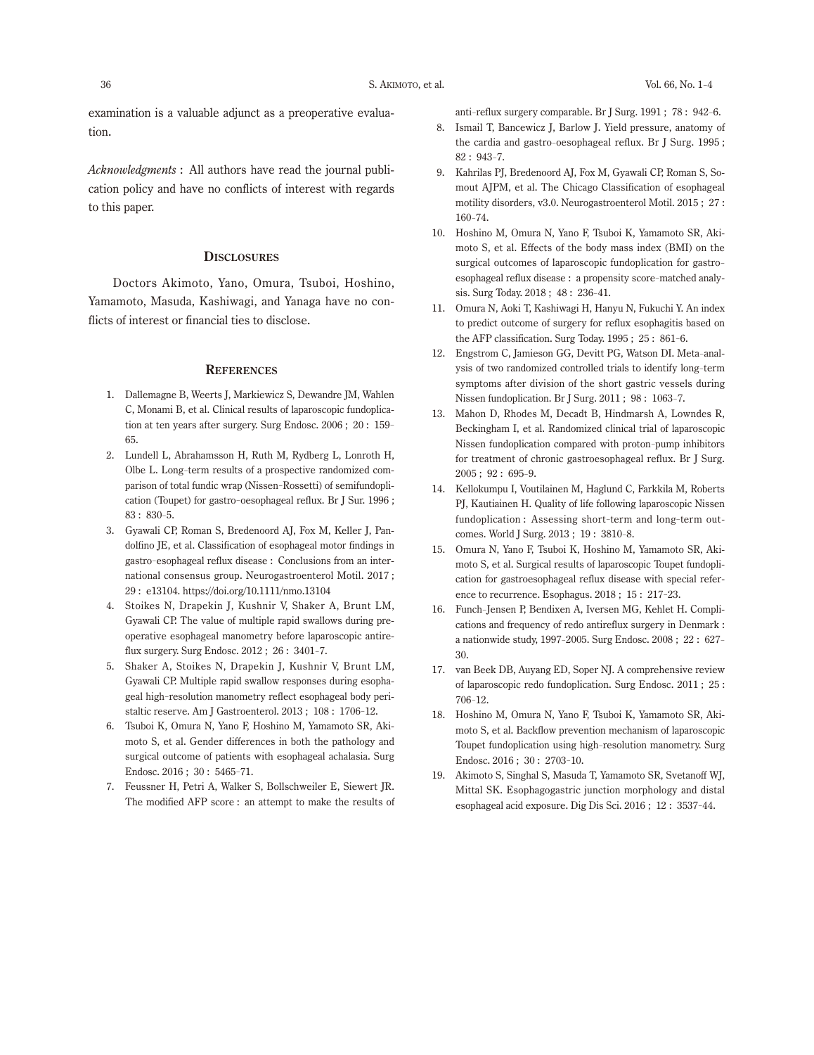examination is a valuable adjunct as a preoperative evaluation.

*Acknowledgments* : All authors have read the journal publication policy and have no conflicts of interest with regards to this paper.

## Disclosures

Doctors Akimoto, Yano, Omura, Tsuboi, Hoshino, Yamamoto, Masuda, Kashiwagi, and Yanaga have no conflicts of interest or financial ties to disclose.

## References

1. Dallemagne B, Weerts J, Markiewicz S, Dewandre JM, Wahlen C, Monami B, et al. Clinical results of laparoscopic fundoplication at ten years after surgery. Surg Endosc. 2006 ; 20 : 159-65.
2. Lundell L, Abrahamsson H, Ruth M, Rydberg L, Lonroth H, Olbe L. Long-term results of a prospective randomized comparison of total fundic wrap (Nissen-Rossetti) of semifundoplication (Toupet) for gastro-oesophageal reflux. Br J Sur. 1996 ; 83 : 830-5.
3. Gyawali CP, Roman S, Bredenoord AJ, Fox M, Keller J, Pandolfino JE, et al. Classification of esophageal motor findings in gastro-esophageal reflux disease : Conclusions from an international consensus group. Neurogastroenterol Motil. 2017 ; 29 : e13104. https://doi.org/10.1111/nmo.13104
4. Stoikes N, Drapekin J, Kushnir V, Shaker A, Brunt LM, Gyawali CP. The value of multiple rapid swallows during preoperative esophageal manometry before laparoscopic antireflux surgery. Surg Endosc. 2012 ; 26 : 3401-7.
5. Shaker A, Stoikes N, Drapekin J, Kushnir V, Brunt LM, Gyawali CP. Multiple rapid swallow responses during esophageal high-resolution manometry reflect esophageal body peristaltic reserve. Am J Gastroenterol. 2013 ; 108 : 1706-12.
6. Tsuboi K, Omura N, Yano F, Hoshino M, Yamamoto SR, Akimoto S, et al. Gender differences in both the pathology and surgical outcome of patients with esophageal achalasia. Surg Endosc. 2016 ; 30 : 5465-71.
7. Feussner H, Petri A, Walker S, Bollschweiler E, Siewert JR. The modified AFP score : an attempt to make the results of anti-reflux surgery comparable. Br J Surg. 1991 ; 78 : 942-6.
8. Ismail T, Bancewicz J, Barlow J. Yield pressure, anatomy of the cardia and gastro-oesophageal reflux. Br J Surg. 1995 ; 82 : 943-7.
9. Kahrilas PJ, Bredenoord AJ, Fox M, Gyawali CP, Roman S, Somout AJPM, et al. The Chicago Classification of esophageal motility disorders, v3.0. Neurogastroenterol Motil. 2015 ; 27 : 160-74.
10. Hoshino M, Omura N, Yano F, Tsuboi K, Yamamoto SR, Akimoto S, et al. Effects of the body mass index (BMI) on the surgical outcomes of laparoscopic fundoplication for gastroesophageal reflux disease : a propensity score-matched analysis. Surg Today. 2018 ; 48 : 236-41.
11. Omura N, Aoki T, Kashiwagi H, Hanyu N, Fukuchi Y. An index to predict outcome of surgery for reflux esophagitis based on the AFP classification. Surg Today. 1995 ; 25 : 861-6.
12. Engstrom C, Jamieson GG, Devitt PG, Watson DI. Meta-analysis of two randomized controlled trials to identify long-term symptoms after division of the short gastric vessels during Nissen fundoplication. Br J Surg. 2011 ; 98 : 1063-7.
13. Mahon D, Rhodes M, Decadt B, Hindmarsh A, Lowndes R, Beckingham I, et al. Randomized clinical trial of laparoscopic Nissen fundoplication compared with proton-pump inhibitors for treatment of chronic gastroesophageal reflux. Br J Surg. 2005 ; 92 : 695-9.
14. Kellokumpu I, Voutilainen M, Haglund C, Farkkila M, Roberts PJ, Kautiainen H. Quality of life following laparoscopic Nissen fundoplication : Assessing short-term and long-term outcomes. World J Surg. 2013 ; 19 : 3810-8.
15. Omura N, Yano F, Tsuboi K, Hoshino M, Yamamoto SR, Akimoto S, et al. Surgical results of laparoscopic Toupet fundoplication for gastroesophageal reflux disease with special reference to recurrence. Esophagus. 2018 ; 15 : 217-23.
16. Funch-Jensen P, Bendixen A, Iversen MG, Kehlet H. Complications and frequency of redo antireflux surgery in Denmark : a nationwide study, 1997-2005. Surg Endosc. 2008 ; 22 : 627-30.
17. van Beek DB, Auyang ED, Soper NJ. A comprehensive review of laparoscopic redo fundoplication. Surg Endosc. 2011 ; 25 : 706-12.
18. Hoshino M, Omura N, Yano F, Tsuboi K, Yamamoto SR, Akimoto S, et al. Backflow prevention mechanism of laparoscopic Toupet fundoplication using high-resolution manometry. Surg Endosc. 2016 ; 30 : 2703-10.
19. Akimoto S, Singhal S, Masuda T, Yamamoto SR, Svetanoff WJ, Mittal SK. Esophagogastric junction morphology and distal esophageal acid exposure. Dig Dis Sci. 2016 ; 12 : 3537-44.